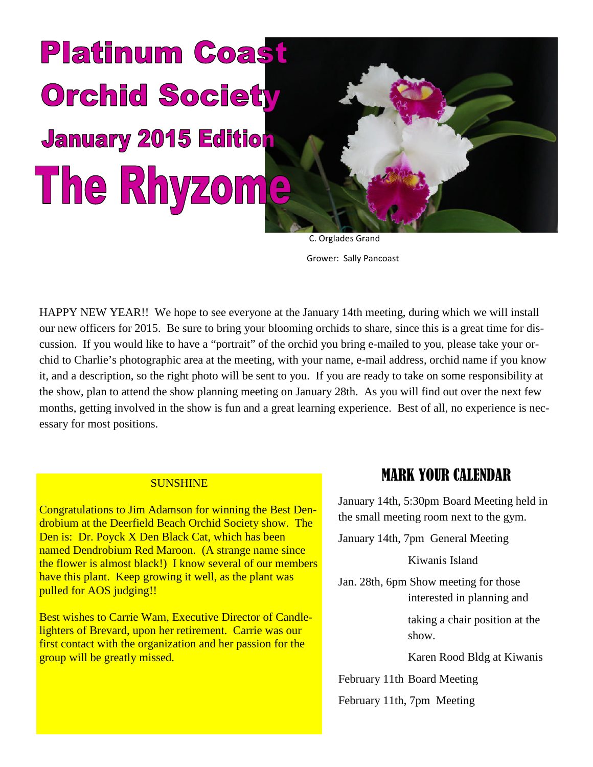# Platinum Coast Orchid Society

## January 2015 Edition

# The Rhyzome

C. Orglades Grand

Grower: Sally Pancoast

HAPPY NEW YEAR!! We hope to see everyone at the January 14th meeting, during which we will install our new officers for 2015. Be sure to bring your blooming orchids to share, since this is a great time for discussion. If you would like to have a "portrait" of the orchid you bring e-mailed to you, please take your orchid to Charlie's photographic area at the meeting, with your name, e-mail address, orchid name if you know it, and a description, so the right photo will be sent to you. If you are ready to take on some responsibility at the show, plan to attend the show planning meeting on January 28th. As you will find out over the next few months, getting involved in the show is fun and a great learning experience. Best of all, no experience is necessary for most positions.

### SUNSHINE

Congratulations to Jim Adamson for winning the Best Dendrobium at the Deerfield Beach Orchid Society show. The Den is: Dr. Poyck X Den Black Cat, which has been named Dendrobium Red Maroon. (A strange name since the flower is almost black!) I know several of our members have this plant. Keep growing it well, as the plant was pulled for AOS judging!!

Best wishes to Carrie Wam, Executive Director of Candlelighters of Brevard, upon her retirement. Carrie was our first contact with the organization and her passion for the group will be greatly missed.

## MARK YOUR CALENDAR

January 14th, 5:30pm Board Meeting held in the small meeting room next to the gym.

January 14th, 7pm General Meeting

Kiwanis Island

Jan. 28th, 6pm Show meeting for those interested in planning and taking a chair position at the show.

Karen Rood Bldg at Kiwanis

February 11th Board Meeting

February 11th, 7pm Meeting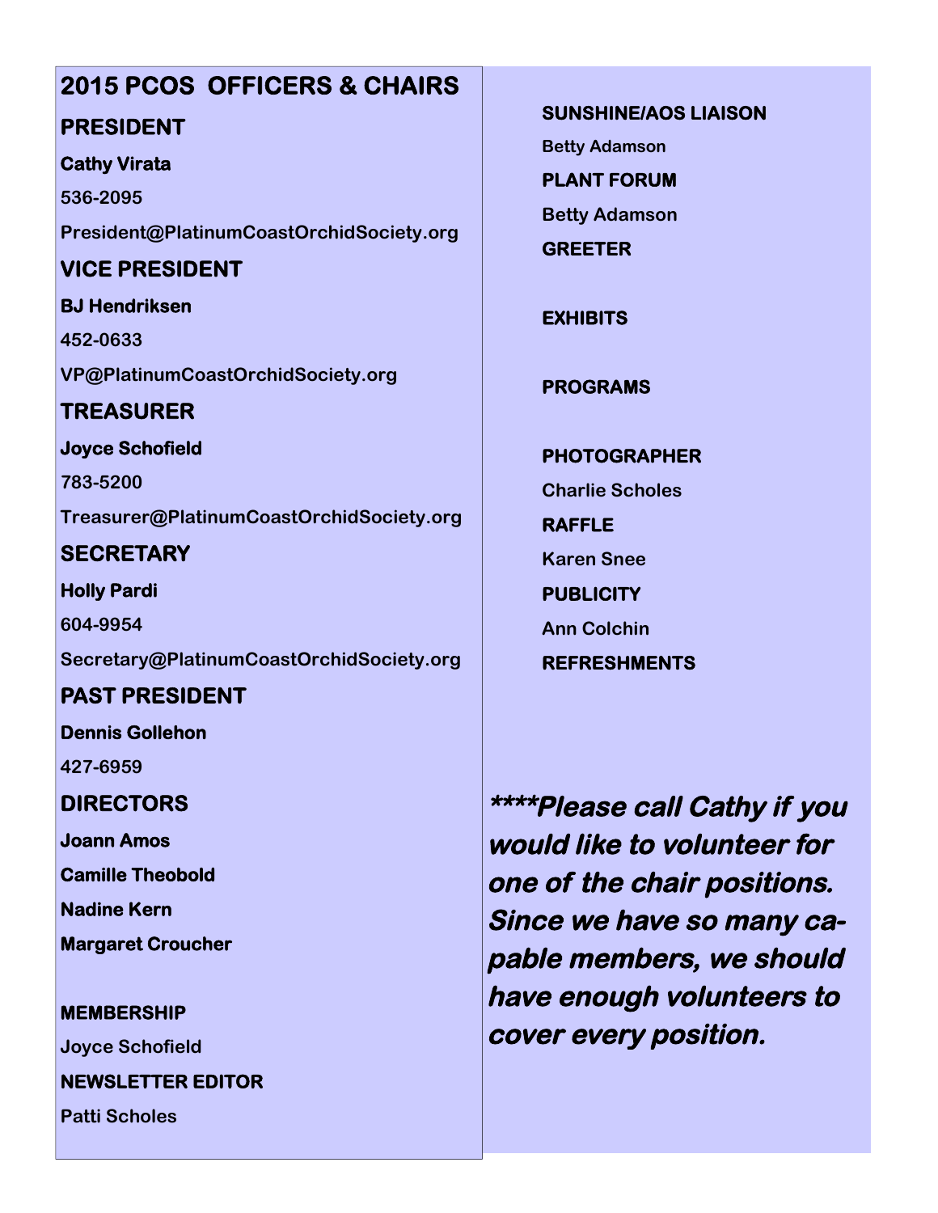## 2015 PCOS OFFICERS & CHAIRS

### PRESIDENT

**Cathy Virata**

**536-2095**

**President@PlatinumCoastOrchidSociety.org**

### VICE PRESIDENT

**BJ Hendriksen**

**452-0633**

**VP@PlatinumCoastOrchidSociety.org**

### TREASURER

**Joyce Schofield**

**783-5200**

**Treasurer@PlatinumCoastOrchidSociety.org**

### SECRETARY

**Holly Pardi**

**604-9954**

**Secretary@PlatinumCoastOrchidSociety.org**

### PAST PRESIDENT

**Dennis Gollehon**

**427-6959**

### DIRECTORS

**Joann Amos**

**Camille Theobold**

**Nadine Kern**

**Margaret Croucher**

**MEMBERSHIP**

Joyce Schofield

**NEWSLETTER EDITOR**

Patti Scholes

**SUNSHINE/AOS LIAISON**

Betty Adamson

**PLANT FORUM**

Betty Adamson

**GREETER**

**EXHIBITS**

**PROGRAMS**

**PHOTOGRAPHER**

Charlie Scholes

**RAFFLE**

Karen Snee

**PUBLICITY**

Ann Colchin

**REFRESHMENTS**

***\*\*\*\*Please call Cathy if you would like to volunteer for one of the chair positions. Since we have so many capable members, we should have enough volunteers to cover every position.***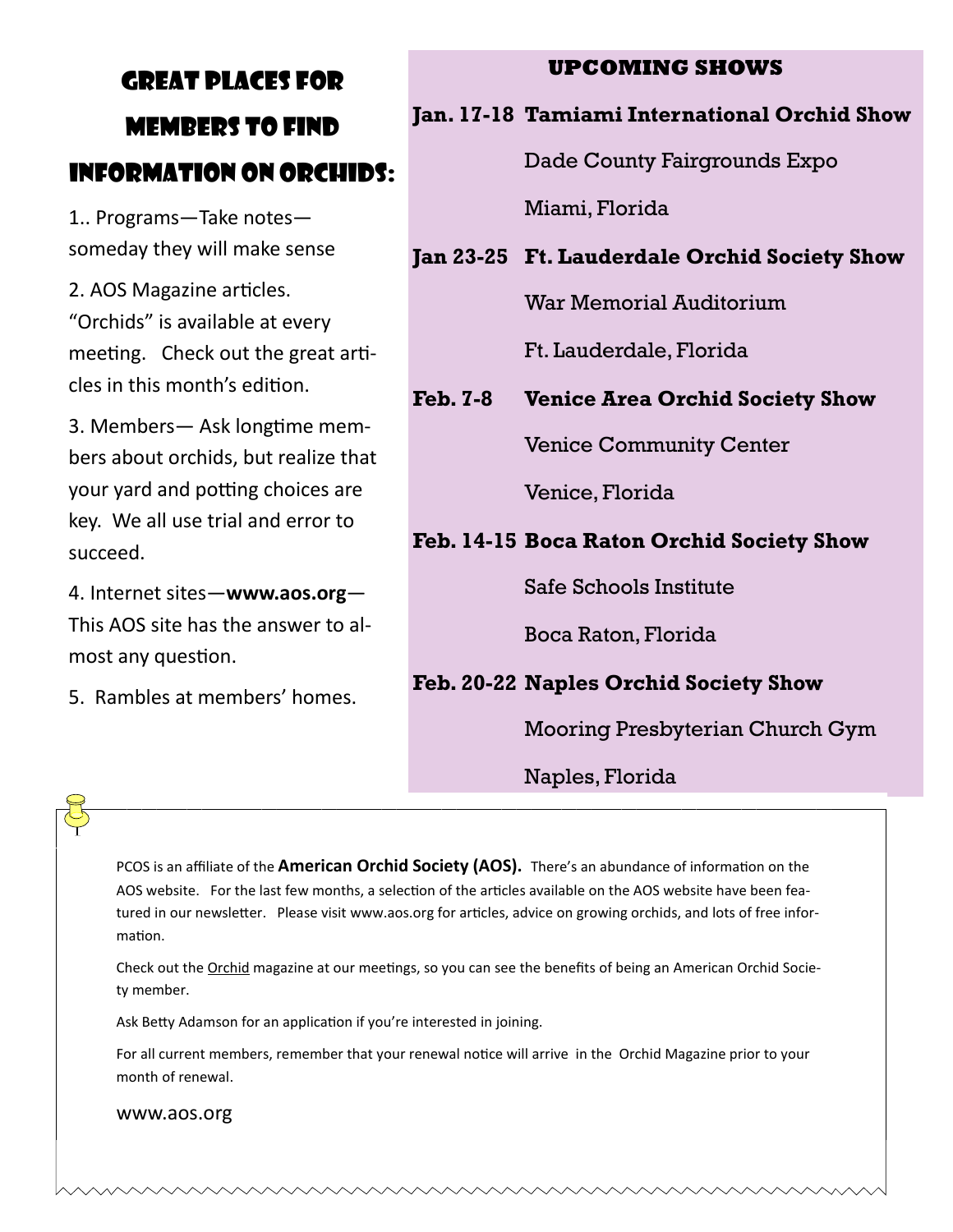## Great places for members to find information on orchids:

1.. Programs—Take notes—someday they will make sense

2. AOS Magazine articles. “Orchids” is available at every meeting. Check out the great articles in this month’s edition.

3. Members— Ask longtime members about orchids, but realize that your yard and potting choices are key. We all use trial and error to succeed.

4. Internet sites—**www.aos.org**—This AOS site has the answer to almost any question.

5. Rambles at members’ homes.

## UPCOMING SHOWS

**Jan. 17-18 Tamiami International Orchid Show**
Dade County Fairgrounds Expo
Miami, Florida

**Jan 23-25 Ft. Lauderdale Orchid Society Show**
War Memorial Auditorium
Ft. Lauderdale, Florida

**Feb. 7-8 Venice Area Orchid Society Show**
Venice Community Center
Venice, Florida

**Feb. 14-15 Boca Raton Orchid Society Show**
Safe Schools Institute
Boca Raton, Florida

**Feb. 20-22 Naples Orchid Society Show**
Mooring Presbyterian Church Gym
Naples, Florida

---

PCOS is an affiliate of the **American Orchid Society (AOS).** There’s an abundance of information on the AOS website. For the last few months, a selection of the articles available on the AOS website have been featured in our newsletter. Please visit www.aos.org for articles, advice on growing orchids, and lots of free information.

Check out the Orchid magazine at our meetings, so you can see the benefits of being an American Orchid Society member.

Ask Betty Adamson for an application if you’re interested in joining.

For all current members, remember that your renewal notice will arrive in the Orchid Magazine prior to your month of renewal.

www.aos.org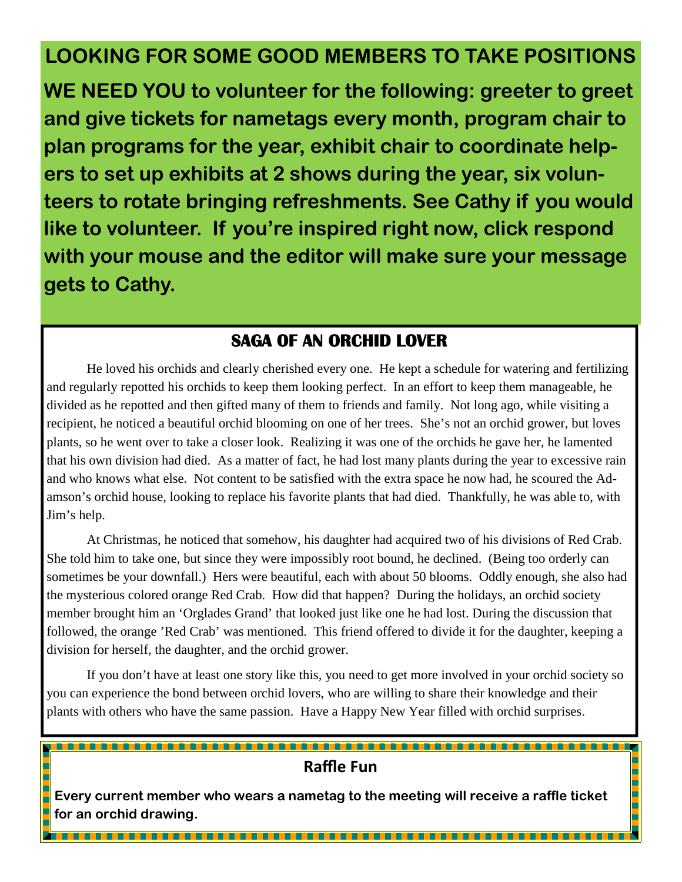## LOOKING FOR SOME GOOD MEMBERS TO TAKE POSITIONS

**WE NEED YOU to volunteer for the following: greeter to greet and give tickets for nametags every month, program chair to plan programs for the year, exhibit chair to coordinate helpers to set up exhibits at 2 shows during the year, six volunteers to rotate bringing refreshments. See Cathy if you would like to volunteer. If you're inspired right now, click respond with your mouse and the editor will make sure your message gets to Cathy.**

## SAGA OF AN ORCHID LOVER

He loved his orchids and clearly cherished every one. He kept a schedule for watering and fertilizing and regularly repotted his orchids to keep them looking perfect. In an effort to keep them manageable, he divided as he repotted and then gifted many of them to friends and family. Not long ago, while visiting a recipient, he noticed a beautiful orchid blooming on one of her trees. She's not an orchid grower, but loves plants, so he went over to take a closer look. Realizing it was one of the orchids he gave her, he lamented that his own division had died. As a matter of fact, he had lost many plants during the year to excessive rain and who knows what else. Not content to be satisfied with the extra space he now had, he scoured the Adamson's orchid house, looking to replace his favorite plants that had died. Thankfully, he was able to, with Jim's help.

At Christmas, he noticed that somehow, his daughter had acquired two of his divisions of Red Crab. She told him to take one, but since they were impossibly root bound, he declined. (Being too orderly can sometimes be your downfall.) Hers were beautiful, each with about 50 blooms. Oddly enough, she also had the mysterious colored orange Red Crab. How did that happen? During the holidays, an orchid society member brought him an 'Orglades Grand' that looked just like one he had lost. During the discussion that followed, the orange 'Red Crab' was mentioned. This friend offered to divide it for the daughter, keeping a division for herself, the daughter, and the orchid grower.

If you don't have at least one story like this, you need to get more involved in your orchid society so you can experience the bond between orchid lovers, who are willing to share their knowledge and their plants with others who have the same passion. Have a Happy New Year filled with orchid surprises.

## Raffle Fun

**Every current member who wears a nametag to the meeting will receive a raffle ticket for an orchid drawing.**